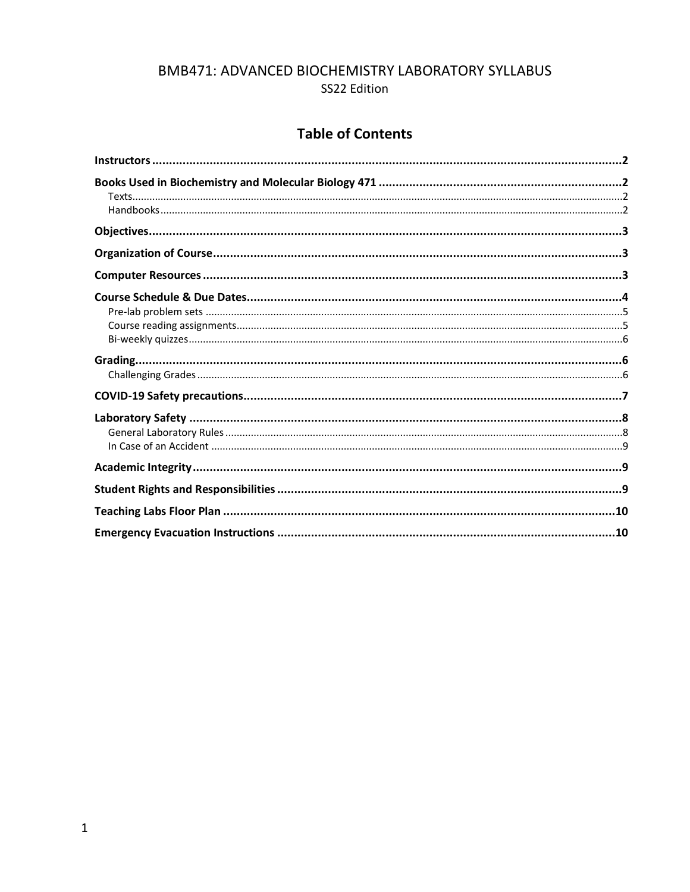# BMB471: ADVANCED BIOCHEMISTRY LABORATORY SYLLABUS

SS22 Edition

## Table of Contents

**Instructors** .......... 2

**Books Used in Biochemistry and Molecular Biology 471** .......... 2
- Texts .......... 2
- Handbooks .......... 2

**Objectives** .......... 3

**Organization of Course** .......... 3

**Computer Resources** .......... 3

**Course Schedule & Due Dates** .......... 4
- Pre-lab problem sets .......... 5
- Course reading assignments .......... 5
- Bi-weekly quizzes .......... 6

**Grading** .......... 6
- Challenging Grades .......... 6

**COVID-19 Safety precautions** .......... 7

**Laboratory Safety** .......... 8
- General Laboratory Rules .......... 8
- In Case of an Accident .......... 9

**Academic Integrity** .......... 9

**Student Rights and Responsibilities** .......... 9

**Teaching Labs Floor Plan** .......... 10

**Emergency Evacuation Instructions** .......... 10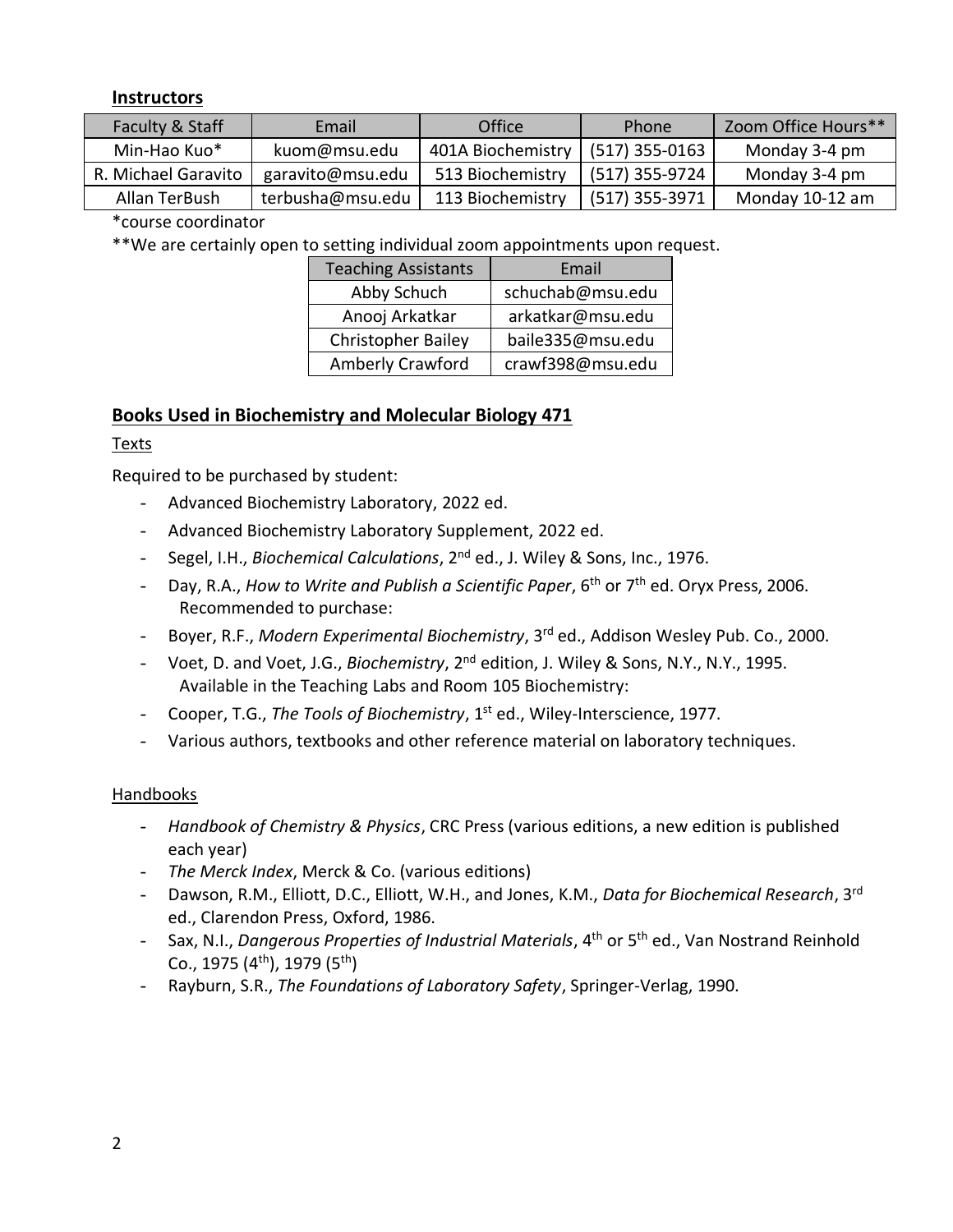## Instructors

| Faculty & Staff | Email | Office | Phone | Zoom Office Hours** |
|---|---|---|---|---|
| Min-Hao Kuo* | kuom@msu.edu | 401A Biochemistry | (517) 355-0163 | Monday 3-4 pm |
| R. Michael Garavito | garavito@msu.edu | 513 Biochemistry | (517) 355-9724 | Monday 3-4 pm |
| Allan TerBush | terbusha@msu.edu | 113 Biochemistry | (517) 355-3971 | Monday 10-12 am |

*course coordinator

**We are certainly open to setting individual zoom appointments upon request.

| Teaching Assistants | Email |
|---|---|
| Abby Schuch | schuchab@msu.edu |
| Anooj Arkatkar | arkatkar@msu.edu |
| Christopher Bailey | baile335@msu.edu |
| Amberly Crawford | crawf398@msu.edu |

## Books Used in Biochemistry and Molecular Biology 471

### Texts

Required to be purchased by student:

- Advanced Biochemistry Laboratory, 2022 ed.
- Advanced Biochemistry Laboratory Supplement, 2022 ed.
- Segel, I.H., *Biochemical Calculations*, 2nd ed., J. Wiley & Sons, Inc., 1976.
- Day, R.A., *How to Write and Publish a Scientific Paper*, 6th or 7th ed. Oryx Press, 2006.

Recommended to purchase:

- Boyer, R.F., *Modern Experimental Biochemistry*, 3rd ed., Addison Wesley Pub. Co., 2000.
- Voet, D. and Voet, J.G., *Biochemistry*, 2nd edition, J. Wiley & Sons, N.Y., N.Y., 1995.

Available in the Teaching Labs and Room 105 Biochemistry:

- Cooper, T.G., *The Tools of Biochemistry*, 1st ed., Wiley-Interscience, 1977.
- Various authors, textbooks and other reference material on laboratory techniques.

### Handbooks

- *Handbook of Chemistry & Physics*, CRC Press (various editions, a new edition is published each year)
- *The Merck Index*, Merck & Co. (various editions)
- Dawson, R.M., Elliott, D.C., Elliott, W.H., and Jones, K.M., *Data for Biochemical Research*, 3rd ed., Clarendon Press, Oxford, 1986.
- Sax, N.I., *Dangerous Properties of Industrial Materials*, 4th or 5th ed., Van Nostrand Reinhold Co., 1975 (4th), 1979 (5th)
- Rayburn, S.R., *The Foundations of Laboratory Safety*, Springer-Verlag, 1990.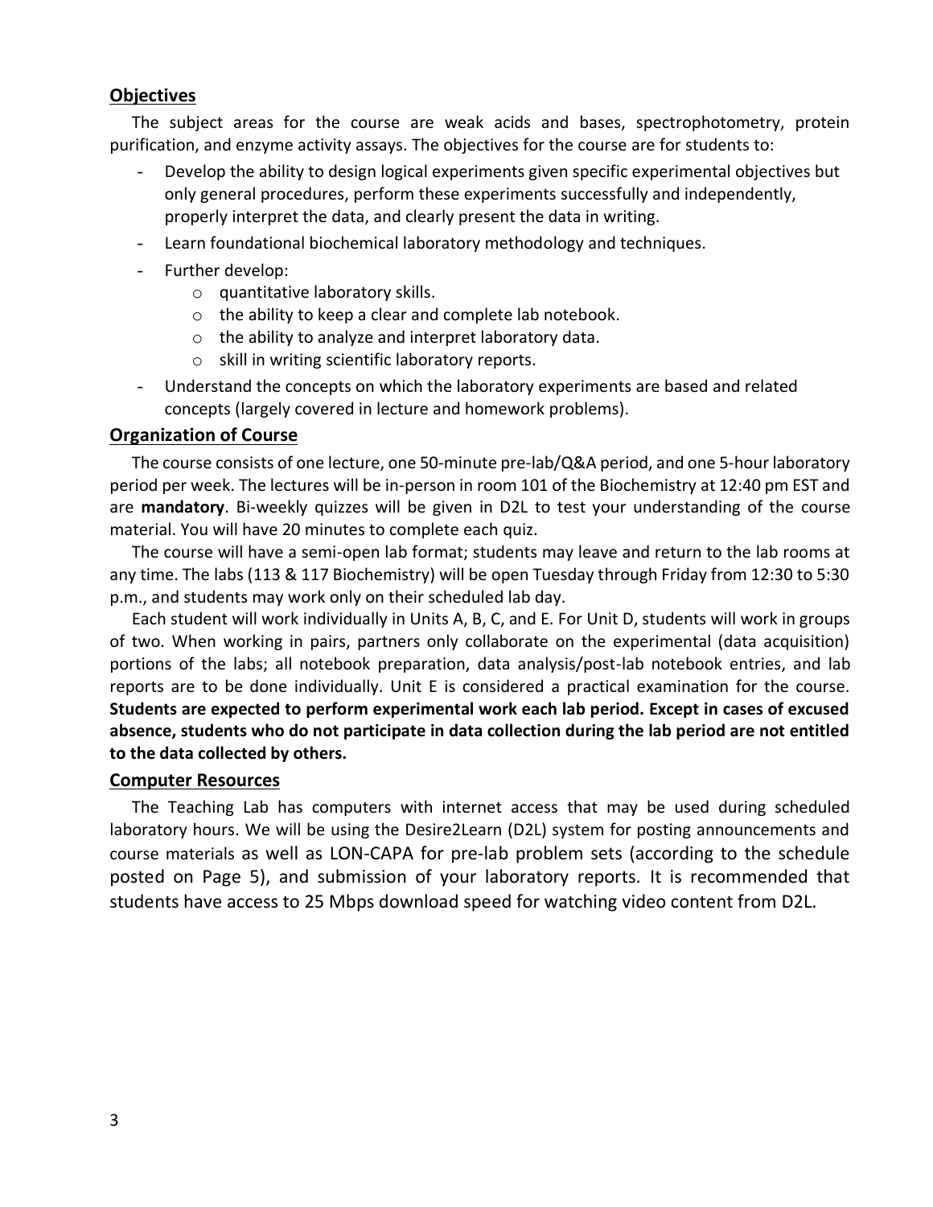## Objectives

The subject areas for the course are weak acids and bases, spectrophotometry, protein purification, and enzyme activity assays. The objectives for the course are for students to:

- Develop the ability to design logical experiments given specific experimental objectives but only general procedures, perform these experiments successfully and independently, properly interpret the data, and clearly present the data in writing.
- Learn foundational biochemical laboratory methodology and techniques.
- Further develop:
  - quantitative laboratory skills.
  - the ability to keep a clear and complete lab notebook.
  - the ability to analyze and interpret laboratory data.
  - skill in writing scientific laboratory reports.
- Understand the concepts on which the laboratory experiments are based and related concepts (largely covered in lecture and homework problems).

## Organization of Course

The course consists of one lecture, one 50-minute pre-lab/Q&A period, and one 5-hour laboratory period per week. The lectures will be in-person in room 101 of the Biochemistry at 12:40 pm EST and are **mandatory**. Bi-weekly quizzes will be given in D2L to test your understanding of the course material. You will have 20 minutes to complete each quiz.

The course will have a semi-open lab format; students may leave and return to the lab rooms at any time. The labs (113 & 117 Biochemistry) will be open Tuesday through Friday from 12:30 to 5:30 p.m., and students may work only on their scheduled lab day.

Each student will work individually in Units A, B, C, and E. For Unit D, students will work in groups of two. When working in pairs, partners only collaborate on the experimental (data acquisition) portions of the labs; all notebook preparation, data analysis/post-lab notebook entries, and lab reports are to be done individually. Unit E is considered a practical examination for the course. **Students are expected to perform experimental work each lab period. Except in cases of excused absence, students who do not participate in data collection during the lab period are not entitled to the data collected by others.**

## Computer Resources

The Teaching Lab has computers with internet access that may be used during scheduled laboratory hours. We will be using the Desire2Learn (D2L) system for posting announcements and course materials as well as LON-CAPA for pre-lab problem sets (according to the schedule posted on Page 5), and submission of your laboratory reports. It is recommended that students have access to 25 Mbps download speed for watching video content from D2L.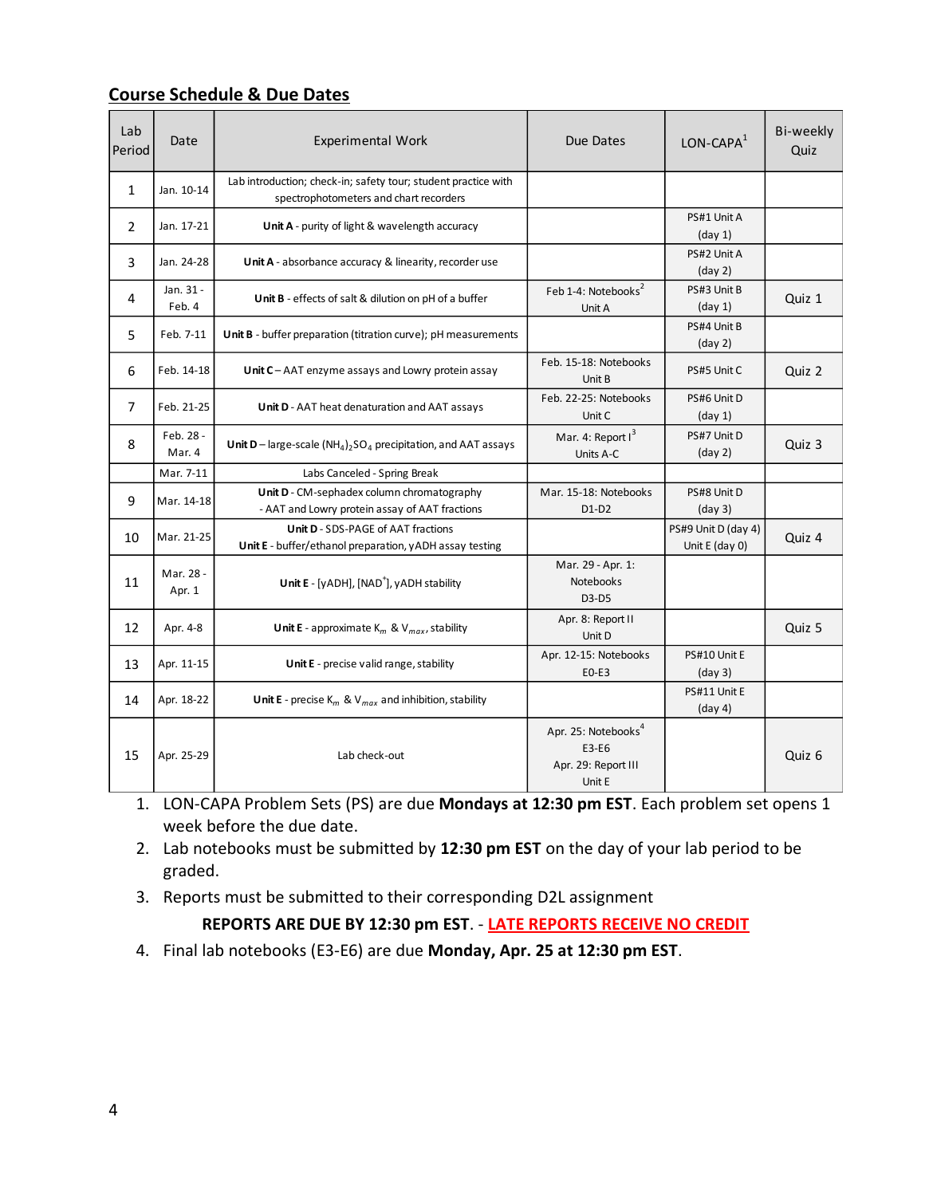## Course Schedule & Due Dates

| Lab Period | Date | Experimental Work | Due Dates | LON-CAPA[1] | Bi-weekly Quiz |
|---|---|---|---|---|---|
| 1 | Jan. 10-14 | Lab introduction; check-in; safety tour; student practice with spectrophotometers and chart recorders | | | |
| 2 | Jan. 17-21 | **Unit A** - purity of light & wavelength accuracy | | PS#1 Unit A (day 1) | |
| 3 | Jan. 24-28 | **Unit A** - absorbance accuracy & linearity, recorder use | | PS#2 Unit A (day 2) | |
| 4 | Jan. 31 - Feb. 4 | **Unit B** - effects of salt & dilution on pH of a buffer | Feb 1-4: Notebooks[2] Unit A | PS#3 Unit B (day 1) | Quiz 1 |
| 5 | Feb. 7-11 | **Unit B** - buffer preparation (titration curve); pH measurements | | PS#4 Unit B (day 2) | |
| 6 | Feb. 14-18 | **Unit C** – AAT enzyme assays and Lowry protein assay | Feb. 15-18: Notebooks Unit B | PS#5 Unit C | Quiz 2 |
| 7 | Feb. 21-25 | **Unit D** - AAT heat denaturation and AAT assays | Feb. 22-25: Notebooks Unit C | PS#6 Unit D (day 1) | |
| 8 | Feb. 28 - Mar. 4 | **Unit D** – large-scale $(NH_4)_2SO_4$ precipitation, and AAT assays | Mar. 4: Report I[3] Units A-C | PS#7 Unit D (day 2) | Quiz 3 |
| | Mar. 7-11 | Labs Canceled - Spring Break | | | |
| 9 | Mar. 14-18 | **Unit D** - CM-sephadex column chromatography - AAT and Lowry protein assay of AAT fractions | Mar. 15-18: Notebooks D1-D2 | PS#8 Unit D (day 3) | |
| 10 | Mar. 21-25 | **Unit D** - SDS-PAGE of AAT fractions **Unit E** - buffer/ethanol preparation, yADH assay testing | | PS#9 Unit D (day 4) Unit E (day 0) | Quiz 4 |
| 11 | Mar. 28 - Apr. 1 | **Unit E** - [yADH], [$NAD^+$], yADH stability | Mar. 29 - Apr. 1: Notebooks D3-D5 | | |
| 12 | Apr. 4-8 | **Unit E** - approximate $K_m$ & $V_{max}$, stability | Apr. 8: Report II Unit D | | Quiz 5 |
| 13 | Apr. 11-15 | **Unit E** - precise valid range, stability | Apr. 12-15: Notebooks E0-E3 | PS#10 Unit E (day 3) | |
| 14 | Apr. 18-22 | **Unit E** - precise $K_m$ & $V_{max}$ and inhibition, stability | | PS#11 Unit E (day 4) | |
| 15 | Apr. 25-29 | Lab check-out | Apr. 25: Notebooks[4] E3-E6 Apr. 29: Report III Unit E | | Quiz 6 |

1. LON-CAPA Problem Sets (PS) are due **Mondays at 12:30 pm EST**. Each problem set opens 1 week before the due date.
2. Lab notebooks must be submitted by **12:30 pm EST** on the day of your lab period to be graded.
3. Reports must be submitted to their corresponding D2L assignment

   **REPORTS ARE DUE BY 12:30 pm EST**. - **LATE REPORTS RECEIVE NO CREDIT**
4. Final lab notebooks (E3-E6) are due **Monday, Apr. 25 at 12:30 pm EST**.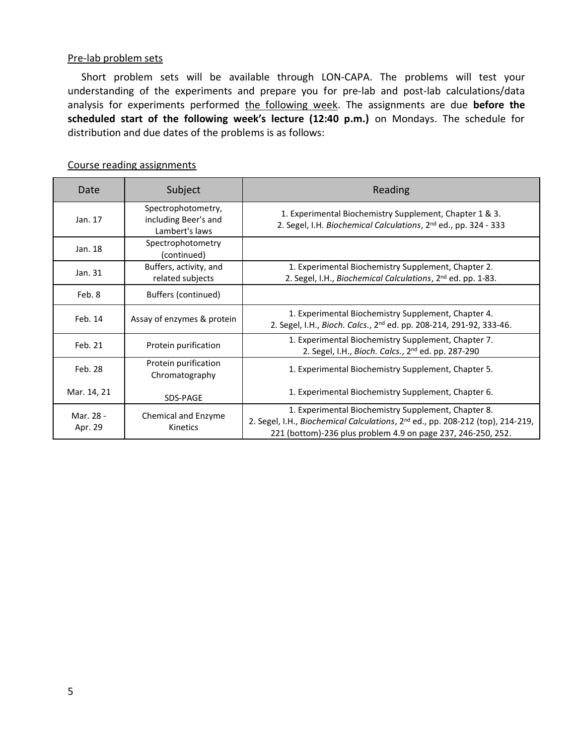Pre-lab problem sets

Short problem sets will be available through LON-CAPA. The problems will test your understanding of the experiments and prepare you for pre-lab and post-lab calculations/data analysis for experiments performed the following week. The assignments are due **before the scheduled start of the following week's lecture (12:40 p.m.)** on Mondays. The schedule for distribution and due dates of the problems is as follows:

Course reading assignments

| Date | Subject | Reading |
|---|---|---|
| Jan. 17 | Spectrophotometry, including Beer's and Lambert's laws | 1. Experimental Biochemistry Supplement, Chapter 1 & 3.<br>2. Segel, I.H. *Biochemical Calculations*, 2nd ed., pp. 324 - 333 |
| Jan. 18 | Spectrophotometry (continued) | |
| Jan. 31 | Buffers, activity, and related subjects | 1. Experimental Biochemistry Supplement, Chapter 2.<br>2. Segel, I.H., *Biochemical Calculations*, 2nd ed. pp. 1-83. |
| Feb. 8 | Buffers (continued) | |
| Feb. 14 | Assay of enzymes & protein | 1. Experimental Biochemistry Supplement, Chapter 4.<br>2. Segel, I.H., *Bioch. Calcs.*, 2nd ed. pp. 208-214, 291-92, 333-46. |
| Feb. 21 | Protein purification | 1. Experimental Biochemistry Supplement, Chapter 7.<br>2. Segel, I.H., *Bioch. Calcs.*, 2nd ed. pp. 287-290 |
| Feb. 28 | Protein purification Chromatography | 1. Experimental Biochemistry Supplement, Chapter 5. |
| Mar. 14, 21 | SDS-PAGE | 1. Experimental Biochemistry Supplement, Chapter 6. |
| Mar. 28 - Apr. 29 | Chemical and Enzyme Kinetics | 1. Experimental Biochemistry Supplement, Chapter 8.<br>2. Segel, I.H., *Biochemical Calculations*, 2nd ed., pp. 208-212 (top), 214-219, 221 (bottom)-236 plus problem 4.9 on page 237, 246-250, 252. |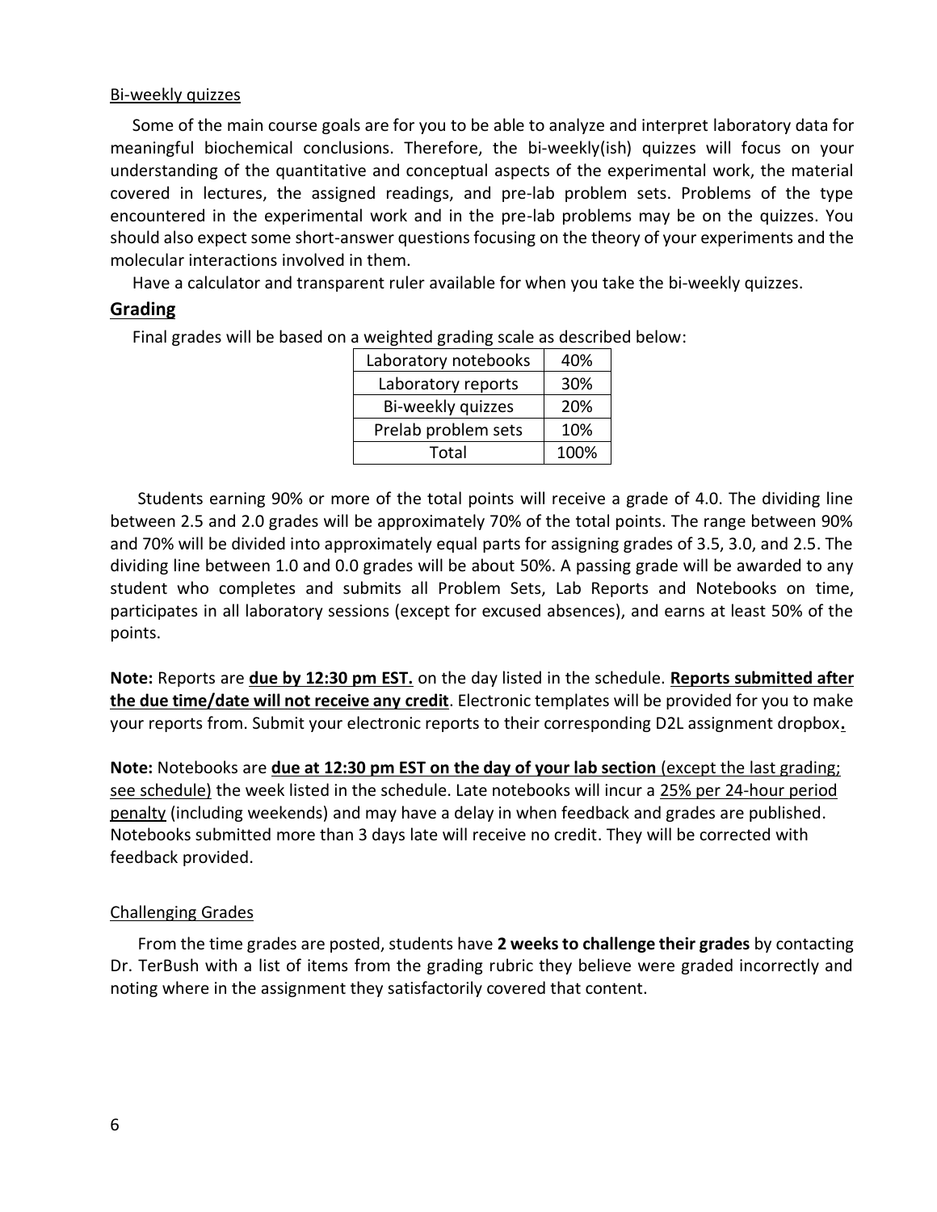Bi-weekly quizzes

Some of the main course goals are for you to be able to analyze and interpret laboratory data for meaningful biochemical conclusions. Therefore, the bi-weekly(ish) quizzes will focus on your understanding of the quantitative and conceptual aspects of the experimental work, the material covered in lectures, the assigned readings, and pre-lab problem sets. Problems of the type encountered in the experimental work and in the pre-lab problems may be on the quizzes. You should also expect some short-answer questions focusing on the theory of your experiments and the molecular interactions involved in them.

Have a calculator and transparent ruler available for when you take the bi-weekly quizzes.

## Grading

Final grades will be based on a weighted grading scale as described below:

| Laboratory notebooks | 40% |
|---|---|
| Laboratory reports | 30% |
| Bi-weekly quizzes | 20% |
| Prelab problem sets | 10% |
| Total | 100% |

Students earning 90% or more of the total points will receive a grade of 4.0. The dividing line between 2.5 and 2.0 grades will be approximately 70% of the total points. The range between 90% and 70% will be divided into approximately equal parts for assigning grades of 3.5, 3.0, and 2.5. The dividing line between 1.0 and 0.0 grades will be about 50%. A passing grade will be awarded to any student who completes and submits all Problem Sets, Lab Reports and Notebooks on time, participates in all laboratory sessions (except for excused absences), and earns at least 50% of the points.

**Note:** Reports are **due by 12:30 pm EST.** on the day listed in the schedule. **Reports submitted after the due time/date will not receive any credit**. Electronic templates will be provided for you to make your reports from. Submit your electronic reports to their corresponding D2L assignment dropbox**.**

**Note:** Notebooks are **due at 12:30 pm EST on the day of your lab section** (except the last grading; see schedule) the week listed in the schedule. Late notebooks will incur a 25% per 24-hour period penalty (including weekends) and may have a delay in when feedback and grades are published. Notebooks submitted more than 3 days late will receive no credit. They will be corrected with feedback provided.

Challenging Grades

From the time grades are posted, students have **2 weeks to challenge their grades** by contacting Dr. TerBush with a list of items from the grading rubric they believe were graded incorrectly and noting where in the assignment they satisfactorily covered that content.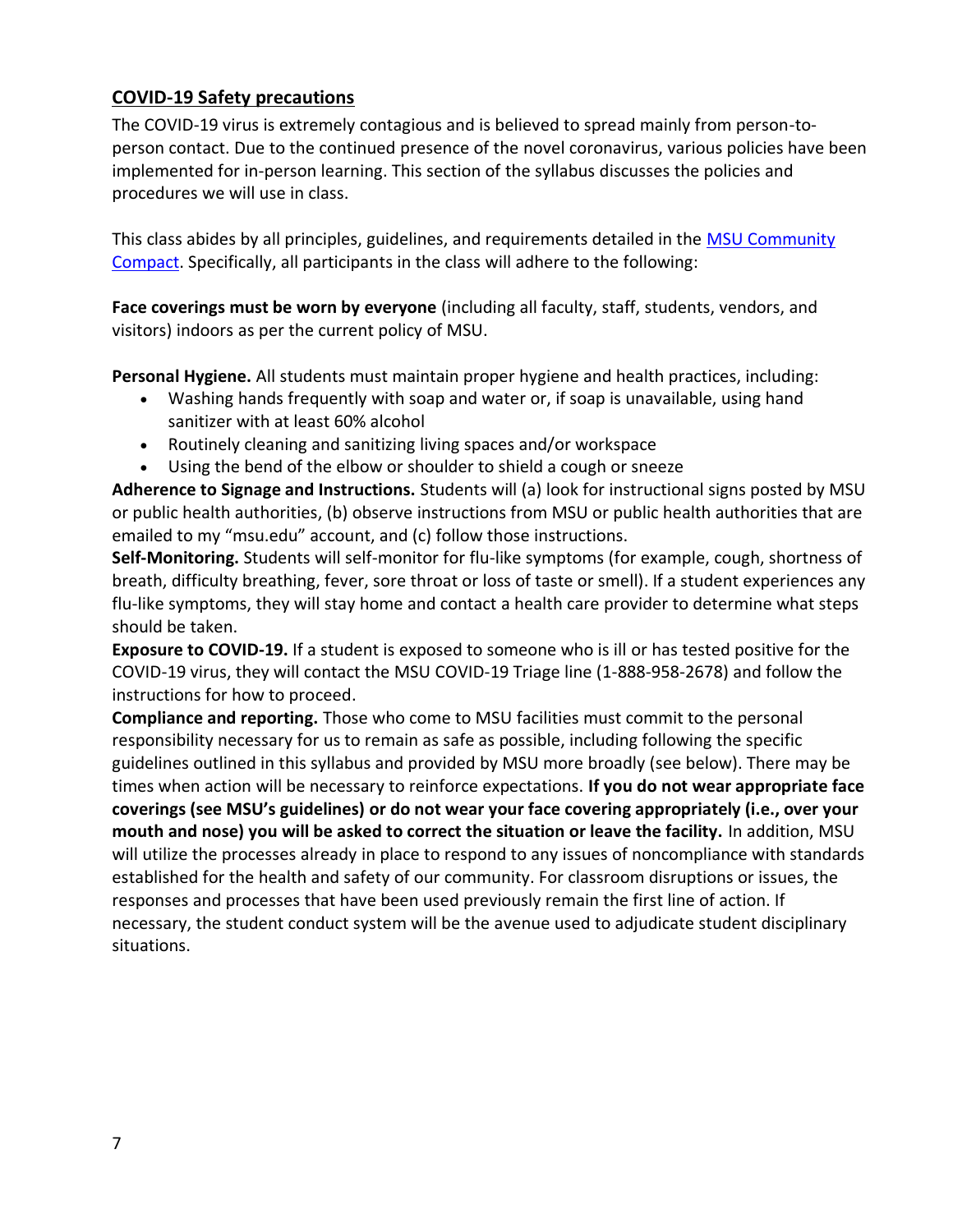## COVID-19 Safety precautions

The COVID-19 virus is extremely contagious and is believed to spread mainly from person-to-person contact. Due to the continued presence of the novel coronavirus, various policies have been implemented for in-person learning. This section of the syllabus discusses the policies and procedures we will use in class.

This class abides by all principles, guidelines, and requirements detailed in the MSU Community Compact. Specifically, all participants in the class will adhere to the following:

**Face coverings must be worn by everyone** (including all faculty, staff, students, vendors, and visitors) indoors as per the current policy of MSU.

**Personal Hygiene.** All students must maintain proper hygiene and health practices, including:

- Washing hands frequently with soap and water or, if soap is unavailable, using hand sanitizer with at least 60% alcohol
- Routinely cleaning and sanitizing living spaces and/or workspace
- Using the bend of the elbow or shoulder to shield a cough or sneeze

**Adherence to Signage and Instructions.** Students will (a) look for instructional signs posted by MSU or public health authorities, (b) observe instructions from MSU or public health authorities that are emailed to my "msu.edu" account, and (c) follow those instructions.

**Self-Monitoring.** Students will self-monitor for flu-like symptoms (for example, cough, shortness of breath, difficulty breathing, fever, sore throat or loss of taste or smell). If a student experiences any flu-like symptoms, they will stay home and contact a health care provider to determine what steps should be taken.

**Exposure to COVID-19.** If a student is exposed to someone who is ill or has tested positive for the COVID-19 virus, they will contact the MSU COVID-19 Triage line (1-888-958-2678) and follow the instructions for how to proceed.

**Compliance and reporting.** Those who come to MSU facilities must commit to the personal responsibility necessary for us to remain as safe as possible, including following the specific guidelines outlined in this syllabus and provided by MSU more broadly (see below). There may be times when action will be necessary to reinforce expectations. **If you do not wear appropriate face coverings (see MSU's guidelines) or do not wear your face covering appropriately (i.e., over your mouth and nose) you will be asked to correct the situation or leave the facility.** In addition, MSU will utilize the processes already in place to respond to any issues of noncompliance with standards established for the health and safety of our community. For classroom disruptions or issues, the responses and processes that have been used previously remain the first line of action. If necessary, the student conduct system will be the avenue used to adjudicate student disciplinary situations.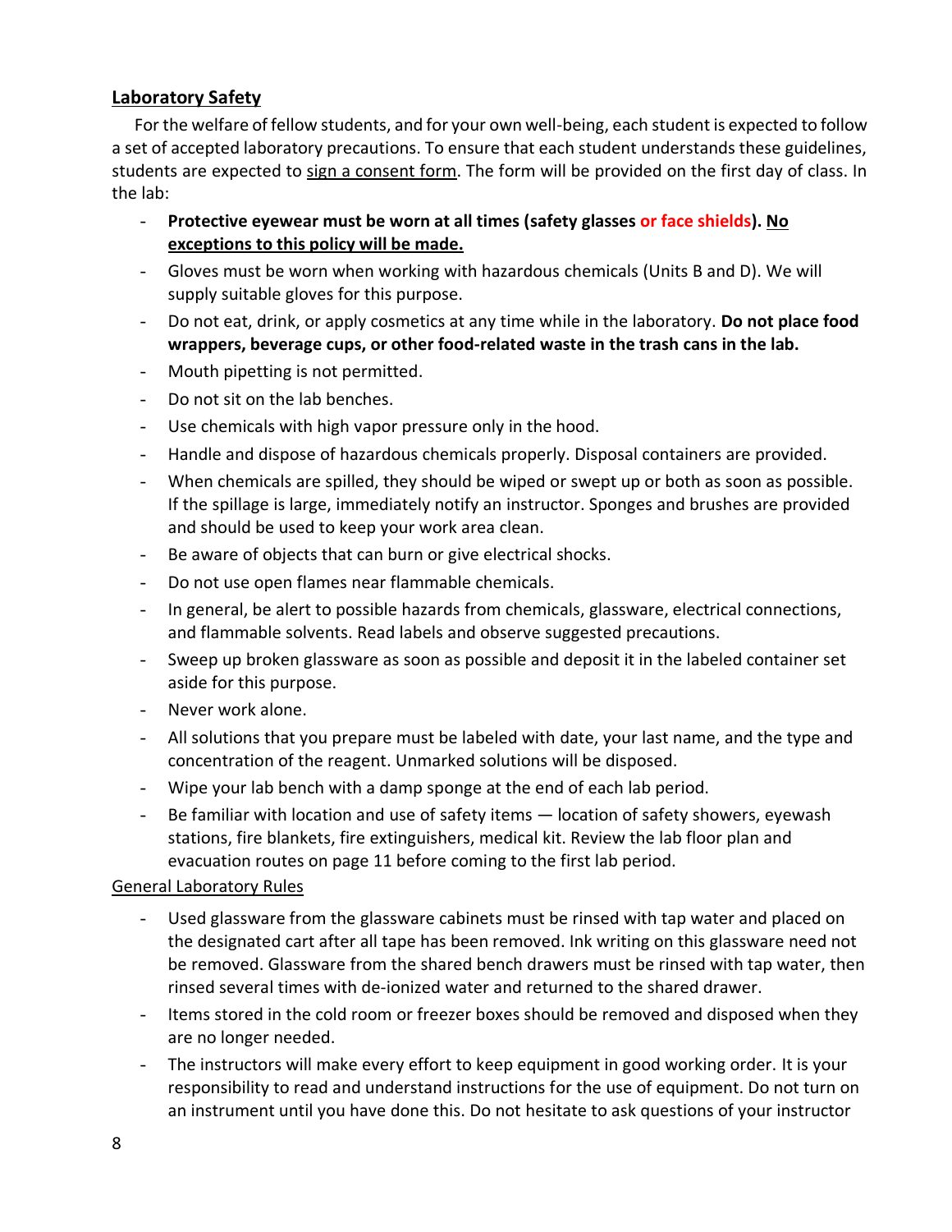## Laboratory Safety

For the welfare of fellow students, and for your own well-being, each student is expected to follow a set of accepted laboratory precautions. To ensure that each student understands these guidelines, students are expected to <u>sign a consent form</u>. The form will be provided on the first day of class. In the lab:

- **Protective eyewear must be worn at all times (safety glasses or face shields). <u>No exceptions to this policy will be made.</u>**
- Gloves must be worn when working with hazardous chemicals (Units B and D). We will supply suitable gloves for this purpose.
- Do not eat, drink, or apply cosmetics at any time while in the laboratory. **Do not place food wrappers, beverage cups, or other food-related waste in the trash cans in the lab.**
- Mouth pipetting is not permitted.
- Do not sit on the lab benches.
- Use chemicals with high vapor pressure only in the hood.
- Handle and dispose of hazardous chemicals properly. Disposal containers are provided.
- When chemicals are spilled, they should be wiped or swept up or both as soon as possible. If the spillage is large, immediately notify an instructor. Sponges and brushes are provided and should be used to keep your work area clean.
- Be aware of objects that can burn or give electrical shocks.
- Do not use open flames near flammable chemicals.
- In general, be alert to possible hazards from chemicals, glassware, electrical connections, and flammable solvents. Read labels and observe suggested precautions.
- Sweep up broken glassware as soon as possible and deposit it in the labeled container set aside for this purpose.
- Never work alone.
- All solutions that you prepare must be labeled with date, your last name, and the type and concentration of the reagent. Unmarked solutions will be disposed.
- Wipe your lab bench with a damp sponge at the end of each lab period.
- Be familiar with location and use of safety items — location of safety showers, eyewash stations, fire blankets, fire extinguishers, medical kit. Review the lab floor plan and evacuation routes on page 11 before coming to the first lab period.

<u>General Laboratory Rules</u>

- Used glassware from the glassware cabinets must be rinsed with tap water and placed on the designated cart after all tape has been removed. Ink writing on this glassware need not be removed. Glassware from the shared bench drawers must be rinsed with tap water, then rinsed several times with de-ionized water and returned to the shared drawer.
- Items stored in the cold room or freezer boxes should be removed and disposed when they are no longer needed.
- The instructors will make every effort to keep equipment in good working order. It is your responsibility to read and understand instructions for the use of equipment. Do not turn on an instrument until you have done this. Do not hesitate to ask questions of your instructor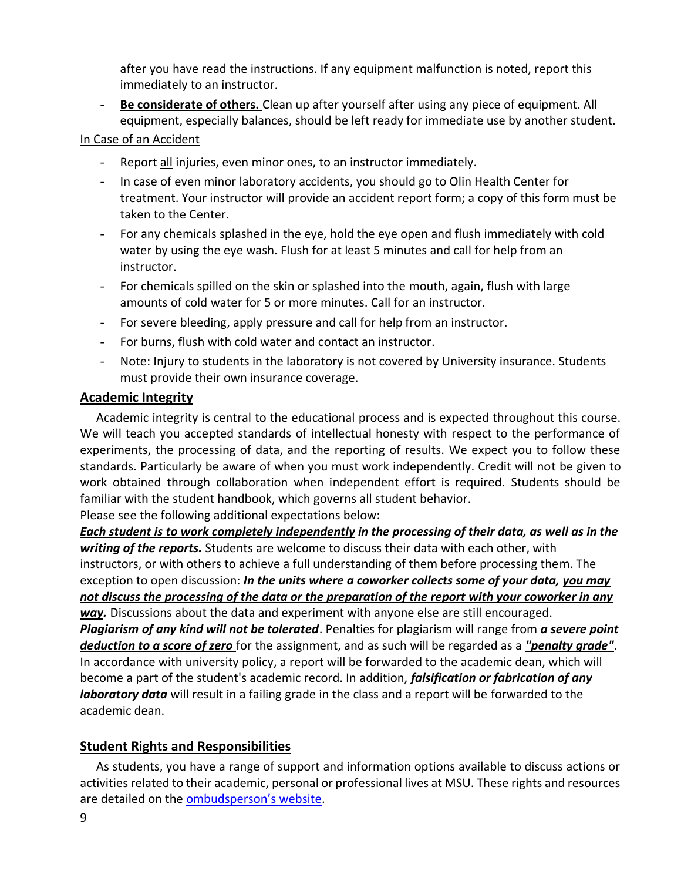after you have read the instructions. If any equipment malfunction is noted, report this immediately to an instructor.

- **Be considerate of others.** Clean up after yourself after using any piece of equipment. All equipment, especially balances, should be left ready for immediate use by another student.

In Case of an Accident

- Report all injuries, even minor ones, to an instructor immediately.
- In case of even minor laboratory accidents, you should go to Olin Health Center for treatment. Your instructor will provide an accident report form; a copy of this form must be taken to the Center.
- For any chemicals splashed in the eye, hold the eye open and flush immediately with cold water by using the eye wash. Flush for at least 5 minutes and call for help from an instructor.
- For chemicals spilled on the skin or splashed into the mouth, again, flush with large amounts of cold water for 5 or more minutes. Call for an instructor.
- For severe bleeding, apply pressure and call for help from an instructor.
- For burns, flush with cold water and contact an instructor.
- Note: Injury to students in the laboratory is not covered by University insurance. Students must provide their own insurance coverage.

## Academic Integrity

Academic integrity is central to the educational process and is expected throughout this course. We will teach you accepted standards of intellectual honesty with respect to the performance of experiments, the processing of data, and the reporting of results. We expect you to follow these standards. Particularly be aware of when you must work independently. Credit will not be given to work obtained through collaboration when independent effort is required. Students should be familiar with the student handbook, which governs all student behavior.

Please see the following additional expectations below:

***Each student is to work completely independently in the processing of their data, as well as in the writing of the reports.*** Students are welcome to discuss their data with each other, with instructors, or with others to achieve a full understanding of them before processing them. The exception to open discussion: ***In the units where a coworker collects some of your data, you may not discuss the processing of the data or the preparation of the report with your coworker in any way.*** Discussions about the data and experiment with anyone else are still encouraged.

***Plagiarism of any kind will not be tolerated***. Penalties for plagiarism will range from ***a severe point deduction to a score of zero*** for the assignment, and as such will be regarded as a ***"penalty grade"***. In accordance with university policy, a report will be forwarded to the academic dean, which will become a part of the student's academic record. In addition, ***falsification or fabrication of any laboratory data*** will result in a failing grade in the class and a report will be forwarded to the academic dean.

## Student Rights and Responsibilities

As students, you have a range of support and information options available to discuss actions or activities related to their academic, personal or professional lives at MSU. These rights and resources are detailed on the ombudsperson's website.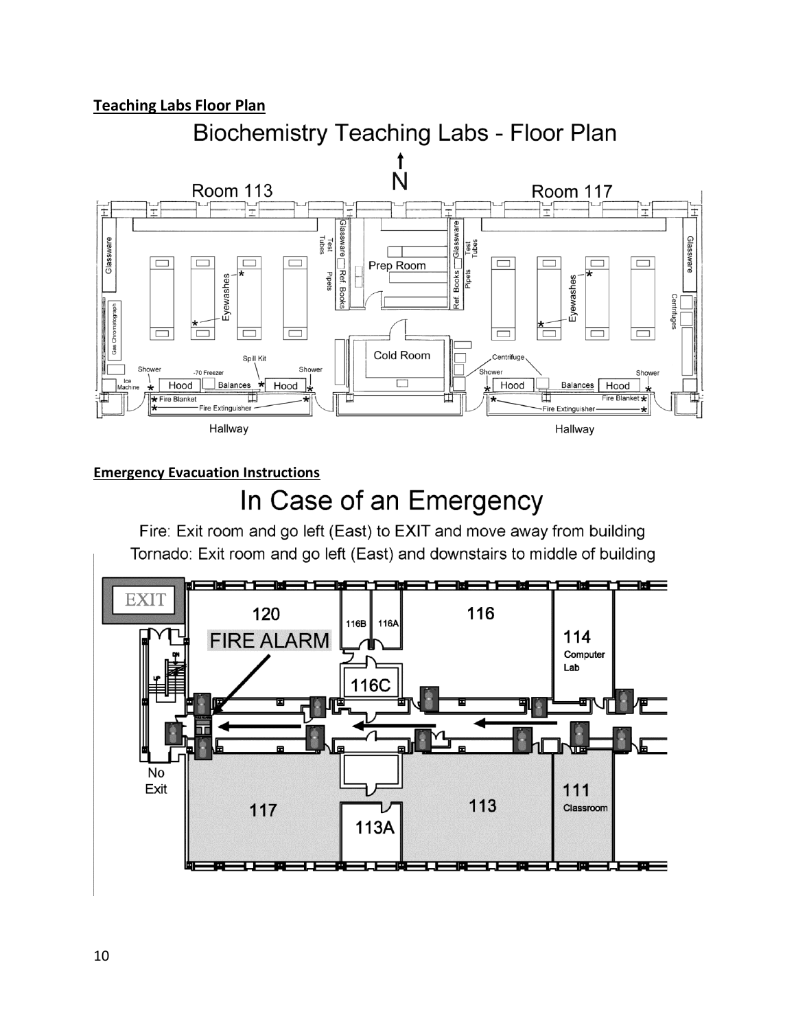**Teaching Labs Floor Plan**

Biochemistry Teaching Labs - Floor Plan

N

Room 113

Room 117

Glassware

Test Tubes

Pipets

Ref. Books

Prep Room

Eyewashes

Gas Chromatograph

Centrifuges

Cold Room

Spill Kit

Shower

-70 Freezer

Ice Machine

Hood

Balances

Centrifuge

Fire Blanket

Fire Extinguisher

Hallway

**Emergency Evacuation Instructions**

In Case of an Emergency

Fire: Exit room and go left (East) to EXIT and move away from building

Tornado: Exit room and go left (East) and downstairs to middle of building

EXIT

120

116B

116A

116

FIRE ALARM

114

Computer Lab

116C

No Exit

117

113

111

Classroom

113A